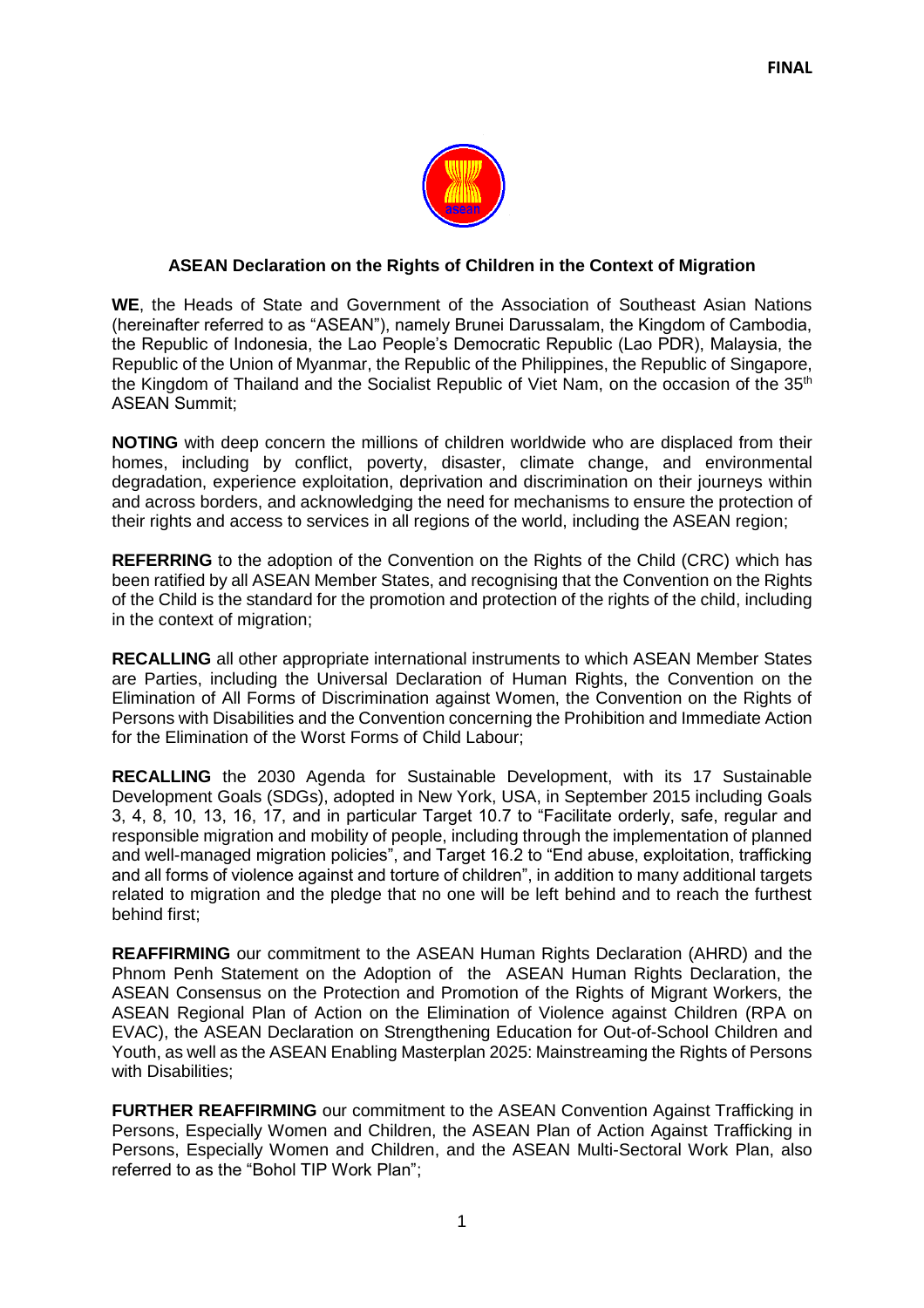**FINAL**

# ASEAN Declaration on the Rights of Children in the Context of Migration

**WE**, the Heads of State and Government of the Association of Southeast Asian Nations (hereinafter referred to as "ASEAN"), namely Brunei Darussalam, the Kingdom of Cambodia, the Republic of Indonesia, the Lao People's Democratic Republic (Lao PDR), Malaysia, the Republic of the Union of Myanmar, the Republic of the Philippines, the Republic of Singapore, the Kingdom of Thailand and the Socialist Republic of Viet Nam, on the occasion of the 35th ASEAN Summit;

**NOTING** with deep concern the millions of children worldwide who are displaced from their homes, including by conflict, poverty, disaster, climate change, and environmental degradation, experience exploitation, deprivation and discrimination on their journeys within and across borders, and acknowledging the need for mechanisms to ensure the protection of their rights and access to services in all regions of the world, including the ASEAN region;

**REFERRING** to the adoption of the Convention on the Rights of the Child (CRC) which has been ratified by all ASEAN Member States, and recognising that the Convention on the Rights of the Child is the standard for the promotion and protection of the rights of the child, including in the context of migration;

**RECALLING** all other appropriate international instruments to which ASEAN Member States are Parties, including the Universal Declaration of Human Rights, the Convention on the Elimination of All Forms of Discrimination against Women, the Convention on the Rights of Persons with Disabilities and the Convention concerning the Prohibition and Immediate Action for the Elimination of the Worst Forms of Child Labour;

**RECALLING** the 2030 Agenda for Sustainable Development, with its 17 Sustainable Development Goals (SDGs), adopted in New York, USA, in September 2015 including Goals 3, 4, 8, 10, 13, 16, 17, and in particular Target 10.7 to "Facilitate orderly, safe, regular and responsible migration and mobility of people, including through the implementation of planned and well-managed migration policies", and Target 16.2 to "End abuse, exploitation, trafficking and all forms of violence against and torture of children", in addition to many additional targets related to migration and the pledge that no one will be left behind and to reach the furthest behind first;

**REAFFIRMING** our commitment to the ASEAN Human Rights Declaration (AHRD) and the Phnom Penh Statement on the Adoption of the ASEAN Human Rights Declaration, the ASEAN Consensus on the Protection and Promotion of the Rights of Migrant Workers, the ASEAN Regional Plan of Action on the Elimination of Violence against Children (RPA on EVAC), the ASEAN Declaration on Strengthening Education for Out-of-School Children and Youth, as well as the ASEAN Enabling Masterplan 2025: Mainstreaming the Rights of Persons with Disabilities;

**FURTHER REAFFIRMING** our commitment to the ASEAN Convention Against Trafficking in Persons, Especially Women and Children, the ASEAN Plan of Action Against Trafficking in Persons, Especially Women and Children, and the ASEAN Multi-Sectoral Work Plan, also referred to as the "Bohol TIP Work Plan";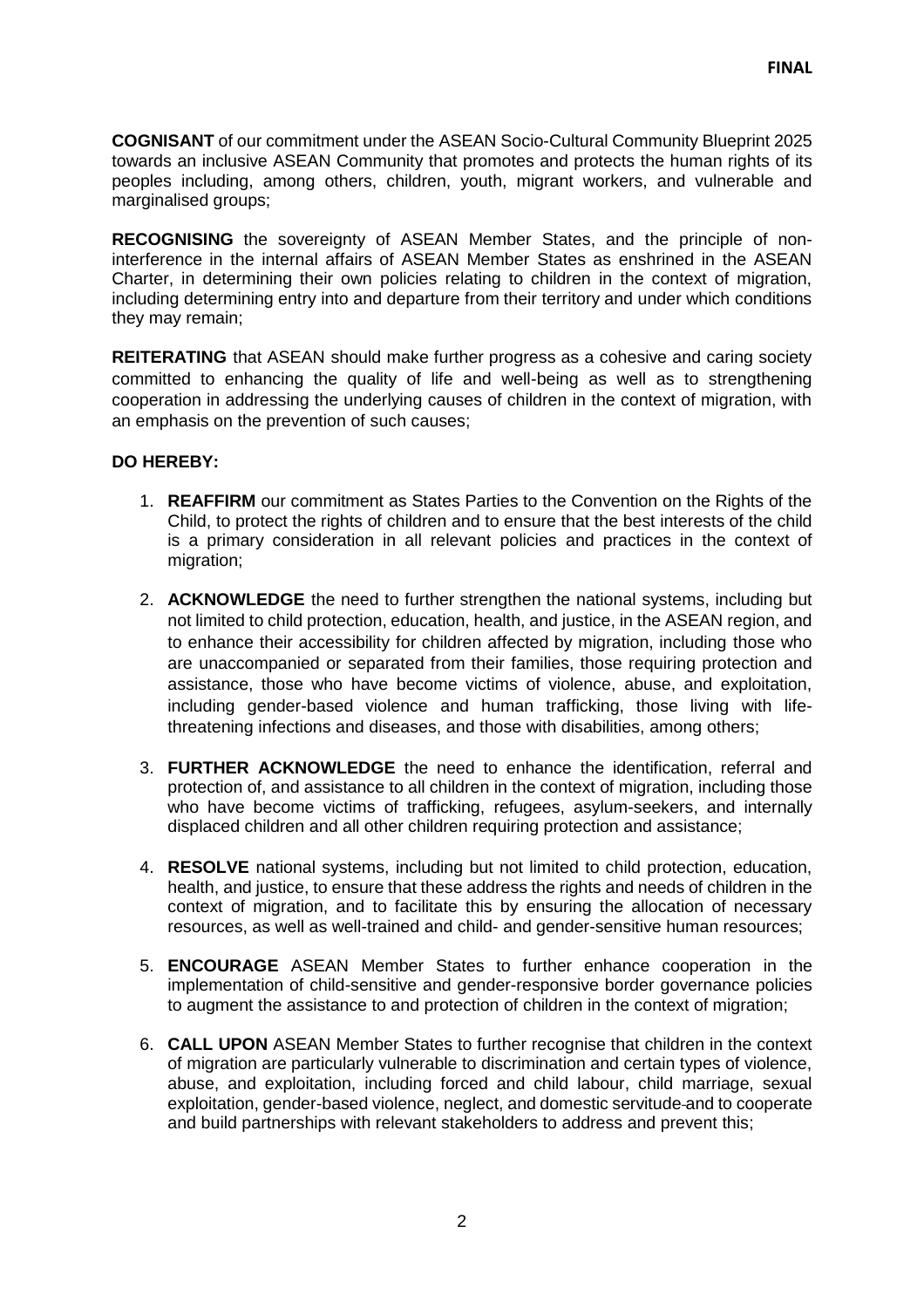**COGNISANT** of our commitment under the ASEAN Socio-Cultural Community Blueprint 2025 towards an inclusive ASEAN Community that promotes and protects the human rights of its peoples including, among others, children, youth, migrant workers, and vulnerable and marginalised groups;

**RECOGNISING** the sovereignty of ASEAN Member States, and the principle of non-interference in the internal affairs of ASEAN Member States as enshrined in the ASEAN Charter, in determining their own policies relating to children in the context of migration, including determining entry into and departure from their territory and under which conditions they may remain;

**REITERATING** that ASEAN should make further progress as a cohesive and caring society committed to enhancing the quality of life and well-being as well as to strengthening cooperation in addressing the underlying causes of children in the context of migration, with an emphasis on the prevention of such causes;

**DO HEREBY:**

1. **REAFFIRM** our commitment as States Parties to the Convention on the Rights of the Child, to protect the rights of children and to ensure that the best interests of the child is a primary consideration in all relevant policies and practices in the context of migration;

2. **ACKNOWLEDGE** the need to further strengthen the national systems, including but not limited to child protection, education, health, and justice, in the ASEAN region, and to enhance their accessibility for children affected by migration, including those who are unaccompanied or separated from their families, those requiring protection and assistance, those who have become victims of violence, abuse, and exploitation, including gender-based violence and human trafficking, those living with life-threatening infections and diseases, and those with disabilities, among others;

3. **FURTHER ACKNOWLEDGE** the need to enhance the identification, referral and protection of, and assistance to all children in the context of migration, including those who have become victims of trafficking, refugees, asylum-seekers, and internally displaced children and all other children requiring protection and assistance;

4. **RESOLVE** national systems, including but not limited to child protection, education, health, and justice, to ensure that these address the rights and needs of children in the context of migration, and to facilitate this by ensuring the allocation of necessary resources, as well as well-trained and child- and gender-sensitive human resources;

5. **ENCOURAGE** ASEAN Member States to further enhance cooperation in the implementation of child-sensitive and gender-responsive border governance policies to augment the assistance to and protection of children in the context of migration;

6. **CALL UPON** ASEAN Member States to further recognise that children in the context of migration are particularly vulnerable to discrimination and certain types of violence, abuse, and exploitation, including forced and child labour, child marriage, sexual exploitation, gender-based violence, neglect, and domestic servitude and to cooperate and build partnerships with relevant stakeholders to address and prevent this;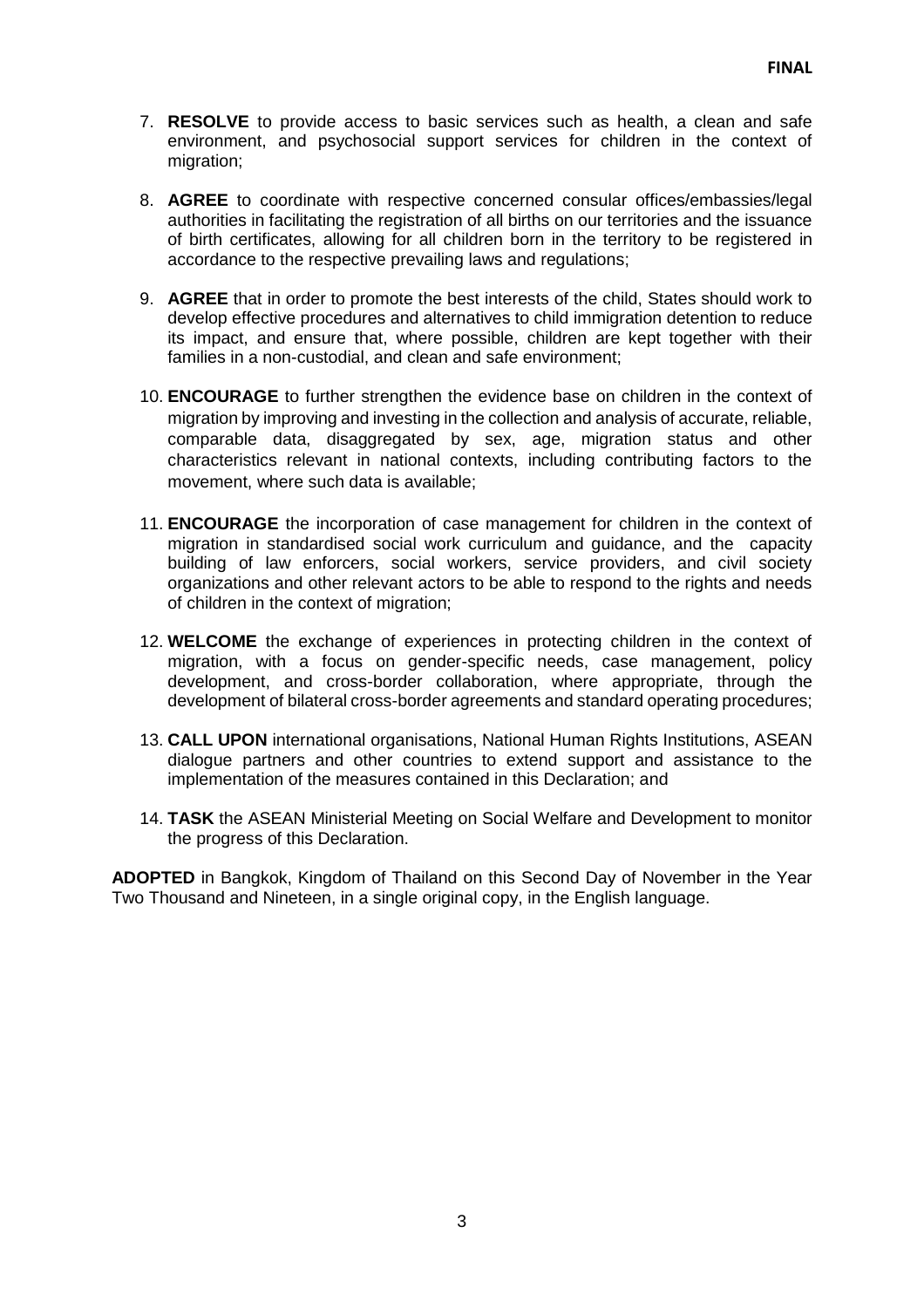7. **RESOLVE** to provide access to basic services such as health, a clean and safe environment, and psychosocial support services for children in the context of migration;

8. **AGREE** to coordinate with respective concerned consular offices/embassies/legal authorities in facilitating the registration of all births on our territories and the issuance of birth certificates, allowing for all children born in the territory to be registered in accordance to the respective prevailing laws and regulations;

9. **AGREE** that in order to promote the best interests of the child, States should work to develop effective procedures and alternatives to child immigration detention to reduce its impact, and ensure that, where possible, children are kept together with their families in a non-custodial, and clean and safe environment;

10. **ENCOURAGE** to further strengthen the evidence base on children in the context of migration by improving and investing in the collection and analysis of accurate, reliable, comparable data, disaggregated by sex, age, migration status and other characteristics relevant in national contexts, including contributing factors to the movement, where such data is available;

11. **ENCOURAGE** the incorporation of case management for children in the context of migration in standardised social work curriculum and guidance, and the capacity building of law enforcers, social workers, service providers, and civil society organizations and other relevant actors to be able to respond to the rights and needs of children in the context of migration;

12. **WELCOME** the exchange of experiences in protecting children in the context of migration, with a focus on gender-specific needs, case management, policy development, and cross-border collaboration, where appropriate, through the development of bilateral cross-border agreements and standard operating procedures;

13. **CALL UPON** international organisations, National Human Rights Institutions, ASEAN dialogue partners and other countries to extend support and assistance to the implementation of the measures contained in this Declaration; and

14. **TASK** the ASEAN Ministerial Meeting on Social Welfare and Development to monitor the progress of this Declaration.

**ADOPTED** in Bangkok, Kingdom of Thailand on this Second Day of November in the Year Two Thousand and Nineteen, in a single original copy, in the English language.